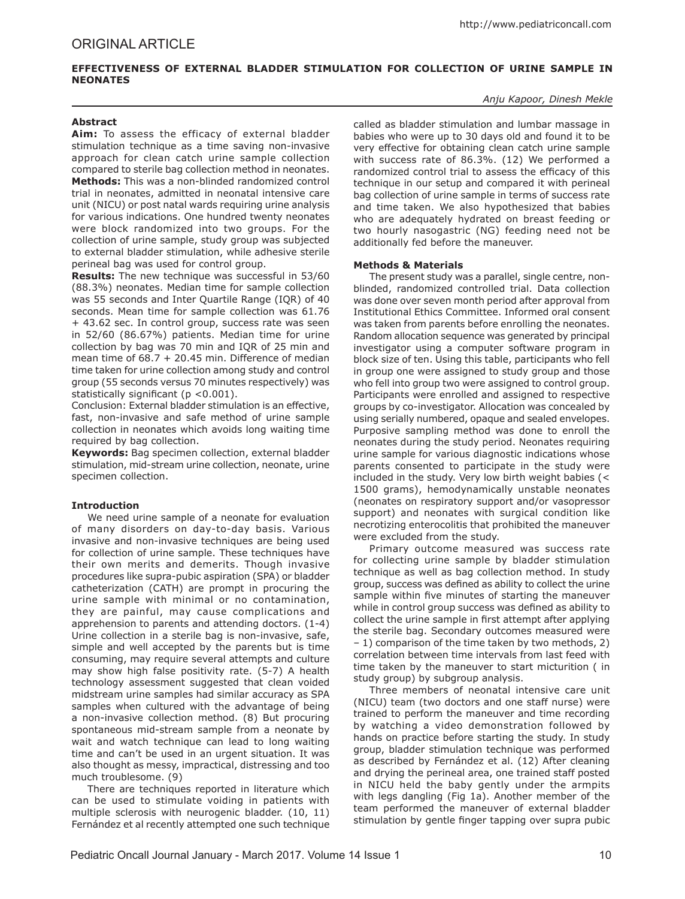ORIGINAL ARTICLE

# EFFECTIVENESS OF EXTERNAL BLADDER STIMULATION FOR COLLECTION OF URINE SAMPLE IN NEONATES

*Anju Kapoor, Dinesh Mekle*

## Abstract

**Aim:** To assess the efficacy of external bladder stimulation technique as a time saving non-invasive approach for clean catch urine sample collection compared to sterile bag collection method in neonates.

**Methods:** This was a non-blinded randomized control trial in neonates, admitted in neonatal intensive care unit (NICU) or post natal wards requiring urine analysis for various indications. One hundred twenty neonates were block randomized into two groups. For the collection of urine sample, study group was subjected to external bladder stimulation, while adhesive sterile perineal bag was used for control group.

**Results:** The new technique was successful in 53/60 (88.3%) neonates. Median time for sample collection was 55 seconds and Inter Quartile Range (IQR) of 40 seconds. Mean time for sample collection was 61.76 + 43.62 sec. In control group, success rate was seen in 52/60 (86.67%) patients. Median time for urine collection by bag was 70 min and IQR of 25 min and mean time of 68.7 + 20.45 min. Difference of median time taken for urine collection among study and control group (55 seconds versus 70 minutes respectively) was statistically significant ($p < 0.001$).

Conclusion: External bladder stimulation is an effective, fast, non-invasive and safe method of urine sample collection in neonates which avoids long waiting time required by bag collection.

**Keywords:** Bag specimen collection, external bladder stimulation, mid-stream urine collection, neonate, urine specimen collection.

## Introduction

We need urine sample of a neonate for evaluation of many disorders on day-to-day basis. Various invasive and non-invasive techniques are being used for collection of urine sample. These techniques have their own merits and demerits. Though invasive procedures like supra-pubic aspiration (SPA) or bladder catheterization (CATH) are prompt in procuring the urine sample with minimal or no contamination, they are painful, may cause complications and apprehension to parents and attending doctors. (1-4) Urine collection in a sterile bag is non-invasive, safe, simple and well accepted by the parents but is time consuming, may require several attempts and culture may show high false positivity rate. (5-7) A health technology assessment suggested that clean voided midstream urine samples had similar accuracy as SPA samples when cultured with the advantage of being a non-invasive collection method. (8) But procuring spontaneous mid-stream sample from a neonate by wait and watch technique can lead to long waiting time and can't be used in an urgent situation. It was also thought as messy, impractical, distressing and too much troublesome. (9)

There are techniques reported in literature which can be used to stimulate voiding in patients with multiple sclerosis with neurogenic bladder. (10, 11) Fernández et al recently attempted one such technique called as bladder stimulation and lumbar massage in babies who were up to 30 days old and found it to be very effective for obtaining clean catch urine sample with success rate of 86.3%. (12) We performed a randomized control trial to assess the efficacy of this technique in our setup and compared it with perineal bag collection of urine sample in terms of success rate and time taken. We also hypothesized that babies who are adequately hydrated on breast feeding or two hourly nasogastric (NG) feeding need not be additionally fed before the maneuver.

## Methods & Materials

The present study was a parallel, single centre, non-blinded, randomized controlled trial. Data collection was done over seven month period after approval from Institutional Ethics Committee. Informed oral consent was taken from parents before enrolling the neonates. Random allocation sequence was generated by principal investigator using a computer software program in block size of ten. Using this table, participants who fell in group one were assigned to study group and those who fell into group two were assigned to control group. Participants were enrolled and assigned to respective groups by co-investigator. Allocation was concealed by using serially numbered, opaque and sealed envelopes. Purposive sampling method was done to enroll the neonates during the study period. Neonates requiring urine sample for various diagnostic indications whose parents consented to participate in the study were included in the study. Very low birth weight babies (< 1500 grams), hemodynamically unstable neonates (neonates on respiratory support and/or vasopressor support) and neonates with surgical condition like necrotizing enterocolitis that prohibited the maneuver were excluded from the study.

Primary outcome measured was success rate for collecting urine sample by bladder stimulation technique as well as bag collection method. In study group, success was defined as ability to collect the urine sample within five minutes of starting the maneuver while in control group success was defined as ability to collect the urine sample in first attempt after applying the sterile bag. Secondary outcomes measured were – 1) comparison of the time taken by two methods, 2) correlation between time intervals from last feed with time taken by the maneuver to start micturition ( in study group) by subgroup analysis.

Three members of neonatal intensive care unit (NICU) team (two doctors and one staff nurse) were trained to perform the maneuver and time recording by watching a video demonstration followed by hands on practice before starting the study. In study group, bladder stimulation technique was performed as described by Fernández et al. (12) After cleaning and drying the perineal area, one trained staff posted in NICU held the baby gently under the armpits with legs dangling (Fig 1a). Another member of the team performed the maneuver of external bladder stimulation by gentle finger tapping over supra pubic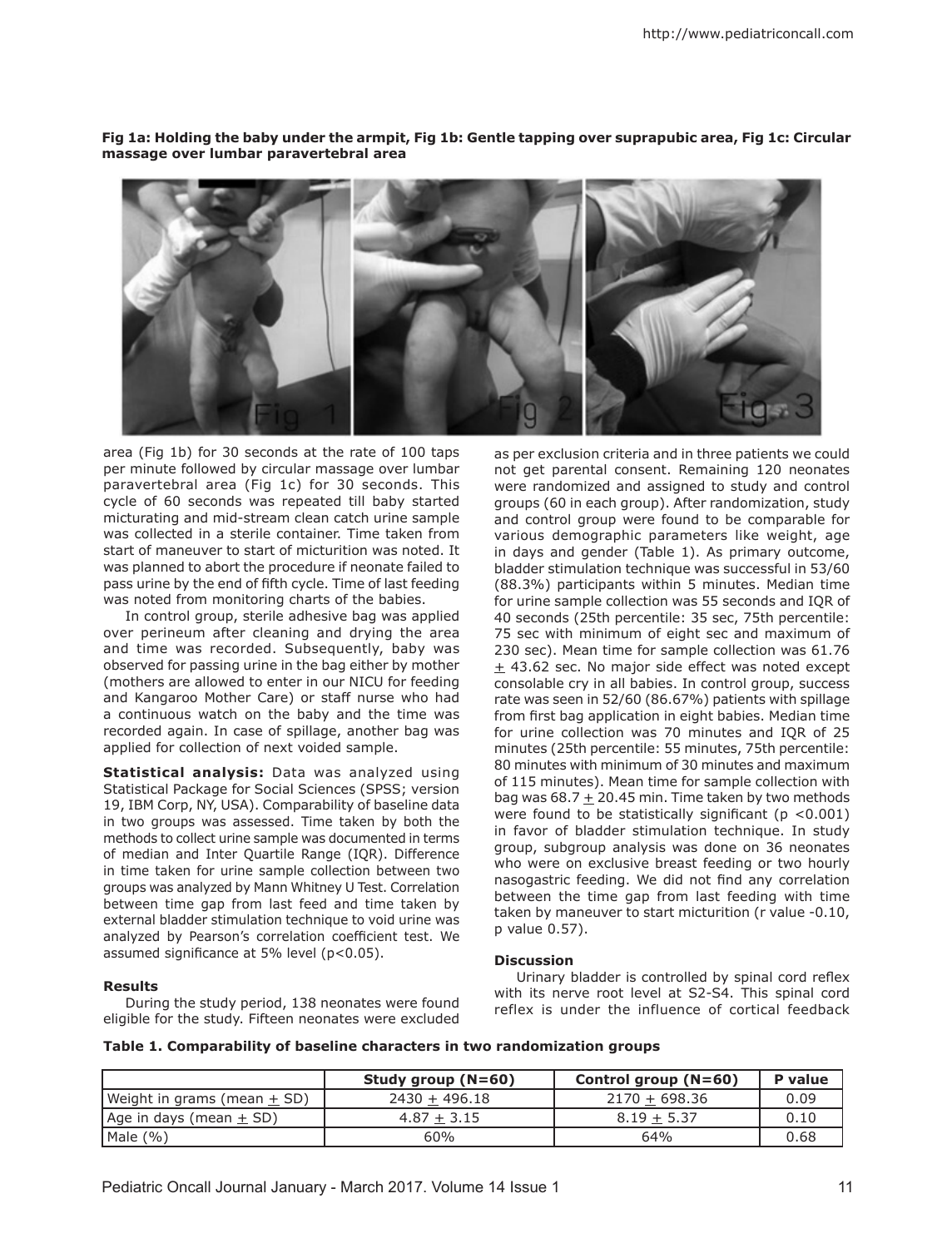**Fig 1a: Holding the baby under the armpit, Fig 1b: Gentle tapping over suprapubic area, Fig 1c: Circular massage over lumbar paravertebral area**

area (Fig 1b) for 30 seconds at the rate of 100 taps per minute followed by circular massage over lumbar paravertebral area (Fig 1c) for 30 seconds. This cycle of 60 seconds was repeated till baby started micturating and mid-stream clean catch urine sample was collected in a sterile container. Time taken from start of maneuver to start of micturition was noted. It was planned to abort the procedure if neonate failed to pass urine by the end of fifth cycle. Time of last feeding was noted from monitoring charts of the babies.

In control group, sterile adhesive bag was applied over perineum after cleaning and drying the area and time was recorded. Subsequently, baby was observed for passing urine in the bag either by mother (mothers are allowed to enter in our NICU for feeding and Kangaroo Mother Care) or staff nurse who had a continuous watch on the baby and the time was recorded again. In case of spillage, another bag was applied for collection of next voided sample.

**Statistical analysis:** Data was analyzed using Statistical Package for Social Sciences (SPSS; version 19, IBM Corp, NY, USA). Comparability of baseline data in two groups was assessed. Time taken by both the methods to collect urine sample was documented in terms of median and Inter Quartile Range (IQR). Difference in time taken for urine sample collection between two groups was analyzed by Mann Whitney U Test. Correlation between time gap from last feed and time taken by external bladder stimulation technique to void urine was analyzed by Pearson's correlation coefficient test. We assumed significance at 5% level ($p<0.05$).

### Results

During the study period, 138 neonates were found eligible for the study. Fifteen neonates were excluded as per exclusion criteria and in three patients we could not get parental consent. Remaining 120 neonates were randomized and assigned to study and control groups (60 in each group). After randomization, study and control group were found to be comparable for various demographic parameters like weight, age in days and gender (Table 1). As primary outcome, bladder stimulation technique was successful in 53/60 (88.3%) participants within 5 minutes. Median time for urine sample collection was 55 seconds and IQR of 40 seconds (25th percentile: 35 sec, 75th percentile: 75 sec with minimum of eight sec and maximum of 230 sec). Mean time for sample collection was 61.76 ± 43.62 sec. No major side effect was noted except consolable cry in all babies. In control group, success rate was seen in 52/60 (86.67%) patients with spillage from first bag application in eight babies. Median time for urine collection was 70 minutes and IQR of 25 minutes (25th percentile: 55 minutes, 75th percentile: 80 minutes with minimum of 30 minutes and maximum of 115 minutes). Mean time for sample collection with bag was 68.7 ± 20.45 min. Time taken by two methods were found to be statistically significant ($p <0.001$) in favor of bladder stimulation technique. In study group, subgroup analysis was done on 36 neonates who were on exclusive breast feeding or two hourly nasogastric feeding. We did not find any correlation between the time gap from last feeding with time taken by maneuver to start micturition (r value -0.10, p value 0.57).

### Discussion

Urinary bladder is controlled by spinal cord reflex with its nerve root level at S2-S4. This spinal cord reflex is under the influence of cortical feedback

**Table 1. Comparability of baseline characters in two randomization groups**

| | Study group (N=60) | Control group (N=60) | P value |
|---|---|---|---|
| Weight in grams (mean ± SD) | 2430 ± 496.18 | 2170 ± 698.36 | 0.09 |
| Age in days (mean ± SD) | 4.87 ± 3.15 | 8.19 ± 5.37 | 0.10 |
| Male (%) | 60% | 64% | 0.68 |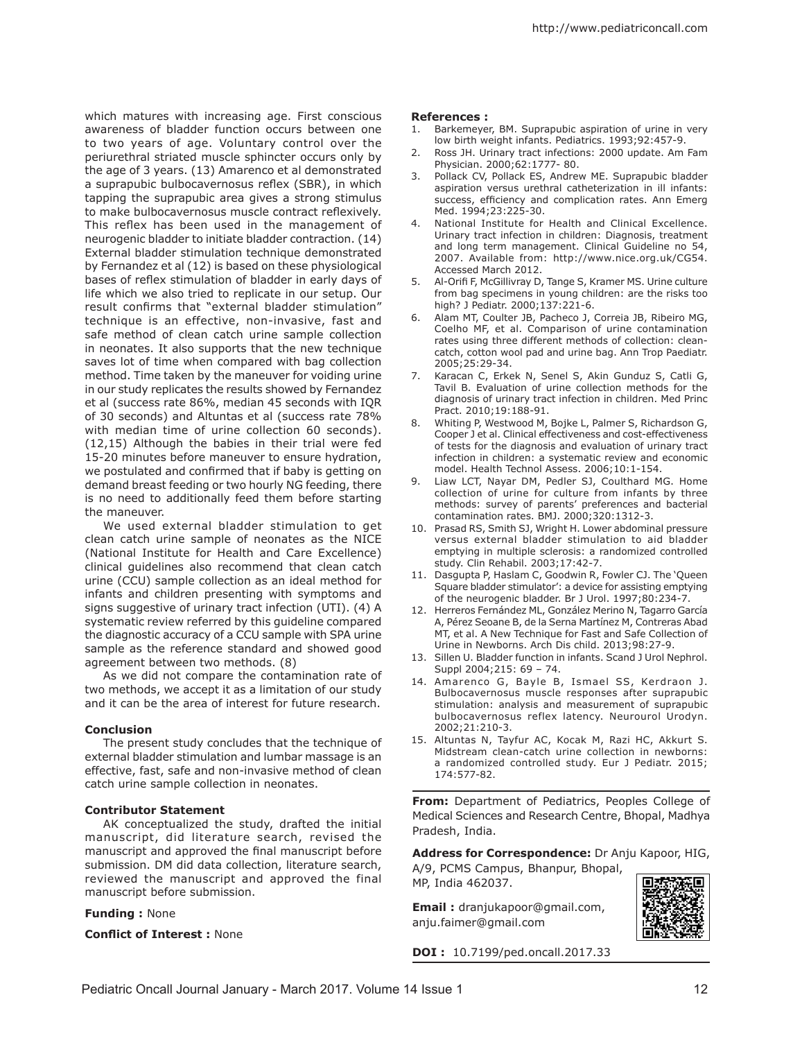which matures with increasing age. First conscious awareness of bladder function occurs between one to two years of age. Voluntary control over the periurethral striated muscle sphincter occurs only by the age of 3 years. (13) Amarenco et al demonstrated a suprapubic bulbocavernosus reflex (SBR), in which tapping the suprapubic area gives a strong stimulus to make bulbocavernosus muscle contract reflexively. This reflex has been used in the management of neurogenic bladder to initiate bladder contraction. (14) External bladder stimulation technique demonstrated by Fernandez et al (12) is based on these physiological bases of reflex stimulation of bladder in early days of life which we also tried to replicate in our setup. Our result confirms that "external bladder stimulation" technique is an effective, non-invasive, fast and safe method of clean catch urine sample collection in neonates. It also supports that the new technique saves lot of time when compared with bag collection method. Time taken by the maneuver for voiding urine in our study replicates the results showed by Fernandez et al (success rate 86%, median 45 seconds with IQR of 30 seconds) and Altuntas et al (success rate 78% with median time of urine collection 60 seconds). (12,15) Although the babies in their trial were fed 15-20 minutes before maneuver to ensure hydration, we postulated and confirmed that if baby is getting on demand breast feeding or two hourly NG feeding, there is no need to additionally feed them before starting the maneuver.

We used external bladder stimulation to get clean catch urine sample of neonates as the NICE (National Institute for Health and Care Excellence) clinical guidelines also recommend that clean catch urine (CCU) sample collection as an ideal method for infants and children presenting with symptoms and signs suggestive of urinary tract infection (UTI). (4) A systematic review referred by this guideline compared the diagnostic accuracy of a CCU sample with SPA urine sample as the reference standard and showed good agreement between two methods. (8)

As we did not compare the contamination rate of two methods, we accept it as a limitation of our study and it can be the area of interest for future research.

## Conclusion

The present study concludes that the technique of external bladder stimulation and lumbar massage is an effective, fast, safe and non-invasive method of clean catch urine sample collection in neonates.

## Contributor Statement

AK conceptualized the study, drafted the initial manuscript, did literature search, revised the manuscript and approved the final manuscript before submission. DM did data collection, literature search, reviewed the manuscript and approved the final manuscript before submission.

**Funding :** None

**Conflict of Interest :** None

## References :

1. Barkemeyer, BM. Suprapubic aspiration of urine in very low birth weight infants. Pediatrics. 1993;92:457-9.
2. Ross JH. Urinary tract infections: 2000 update. Am Fam Physician. 2000;62:1777- 80.
3. Pollack CV, Pollack ES, Andrew ME. Suprapubic bladder aspiration versus urethral catheterization in ill infants: success, efficiency and complication rates. Ann Emerg Med. 1994;23:225-30.
4. National Institute for Health and Clinical Excellence. Urinary tract infection in children: Diagnosis, treatment and long term management. Clinical Guideline no 54, 2007. Available from: http://www.nice.org.uk/CG54. Accessed March 2012.
5. Al-Orifi F, McGillivray D, Tange S, Kramer MS. Urine culture from bag specimens in young children: are the risks too high? J Pediatr. 2000;137:221-6.
6. Alam MT, Coulter JB, Pacheco J, Correia JB, Ribeiro MG, Coelho MF, et al. Comparison of urine contamination rates using three different methods of collection: clean-catch, cotton wool pad and urine bag. Ann Trop Paediatr. 2005;25:29-34.
7. Karacan C, Erkek N, Senel S, Akin Gunduz S, Catli G, Tavil B. Evaluation of urine collection methods for the diagnosis of urinary tract infection in children. Med Princ Pract. 2010;19:188-91.
8. Whiting P, Westwood M, Bojke L, Palmer S, Richardson G, Cooper J et al. Clinical effectiveness and cost-effectiveness of tests for the diagnosis and evaluation of urinary tract infection in children: a systematic review and economic model. Health Technol Assess. 2006;10:1-154.
9. Liaw LCT, Nayar DM, Pedler SJ, Coulthard MG. Home collection of urine for culture from infants by three methods: survey of parents' preferences and bacterial contamination rates. BMJ. 2000;320:1312-3.
10. Prasad RS, Smith SJ, Wright H. Lower abdominal pressure versus external bladder stimulation to aid bladder emptying in multiple sclerosis: a randomized controlled study. Clin Rehabil. 2003;17:42-7.
11. Dasgupta P, Haslam C, Goodwin R, Fowler CJ. The 'Queen Square bladder stimulator': a device for assisting emptying of the neurogenic bladder. Br J Urol. 1997;80:234-7.
12. Herreros Fernández ML, González Merino N, Tagarro García A, Pérez Seoane B, de la Serna Martínez M, Contreras Abad MT, et al. A New Technique for Fast and Safe Collection of Urine in Newborns. Arch Dis child. 2013;98:27-9.
13. Sillen U. Bladder function in infants. Scand J Urol Nephrol. Suppl 2004;215: 69 – 74.
14. Amarenco G, Bayle B, Ismael SS, Kerdraon J. Bulbocavernosus muscle responses after suprapubic stimulation: analysis and measurement of suprapubic bulbocavernosus reflex latency. Neurourol Urodyn. 2002;21:210-3.
15. Altuntas N, Tayfur AC, Kocak M, Razi HC, Akkurt S. Midstream clean-catch urine collection in newborns: a randomized controlled study. Eur J Pediatr. 2015; 174:577-82.

**From:** Department of Pediatrics, Peoples College of Medical Sciences and Research Centre, Bhopal, Madhya Pradesh, India.

**Address for Correspondence:** Dr Anju Kapoor, HIG, A/9, PCMS Campus, Bhanpur, Bhopal, MP, India 462037.

**Email :** dranjukapoor@gmail.com, anju.faimer@gmail.com

**DOI :** 10.7199/ped.oncall.2017.33